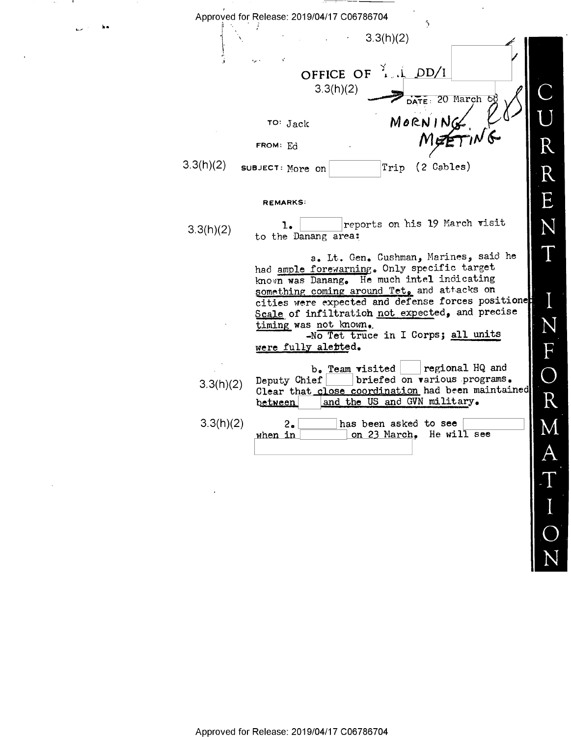3.3(h)(2)

OFFICE OF D.D. DD/I

3.3(h)(2)

DATE: 20 March 68

MORNING MEETING

TO: Jack

FROM: Ed

3.3(h)(2) SUBJECT: More on [ ] Trip (2 Cables)

REMARKS:

3.3(h)(2) 1. [ ] reports on his 19 March visit to the Danang area:

a. Lt. Gen. Cushman, Marines, said he had ample forewarning. Only specific target known was Danang. He much intel indicating something coming around Tet, and attacks on cities were expected and defense forces positioned. Scale of infiltration not expected, and precise timing was not known.

-No Tet truce in I Corps; all units were fully alerted.

3.3(h)(2) b. Team visited [ ] regional HQ and Deputy Chief [ ] briefed on various programs. Clear that close coordination had been maintained between [ ] and the US and GVN military.

3.3(h)(2) 2. [ ] has been asked to see [ ] when in [ ] on 23 March. He will see [ ]

CURRENT INFORMATION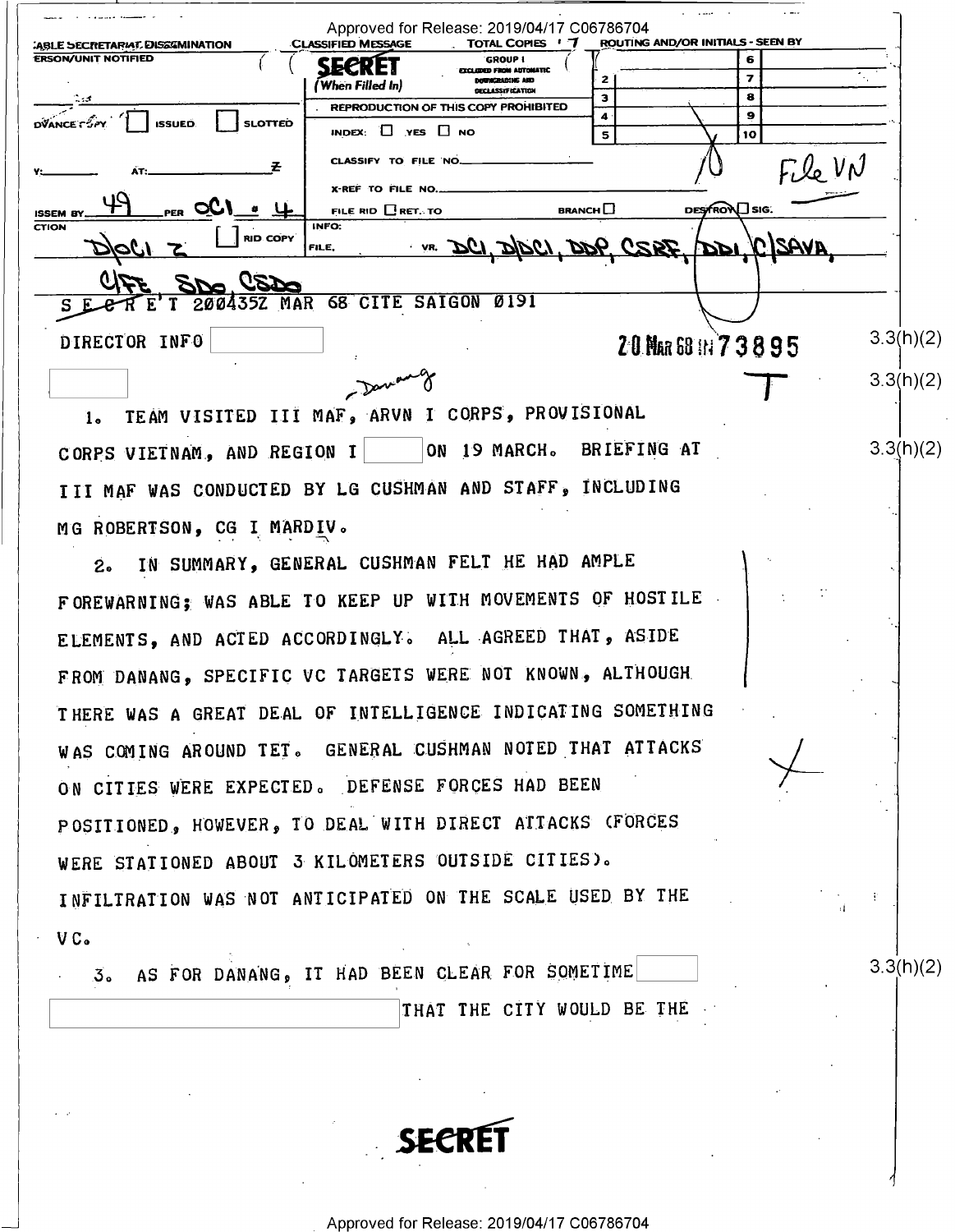CABLE SECRETARIAT DISSEMINATION — CLASSIFIED MESSAGE — TOTAL COPIES 7 — ROUTING AND/OR INITIALS - SEEN BY

PERSON/UNIT NOTIFIED

**SECRET** (When Filled In)

GROUP 1 EXCLUDED FROM AUTOMATIC DOWNGRADING AND DECLASSIFICATION

REPRODUCTION OF THIS COPY PROHIBITED

ADVANCE COPY ☐ ISSUED ☐ SLOTTED

INDEX: ☐ YES ☐ NO

CLASSIFY TO FILE NO.

X-REF TO FILE NO.

File VN

DISSEM BY 49 PER OCI # 4

FILE RID ☐ RET. TO BRANCH ☐ DESTROY ☐ SIG.

ACTION D/OCI 2 ☐ RID COPY

INFO: FILE, VR, DCI, D/DCI, DDP, CSRF, DDI, C/SAVA, C/FE, SDO, CSDO

SECRET 200435Z MAR 68 CITE SAIGON 0191

DIRECTOR INFO [redacted] 3.3(h)(2)

20 MAR 68 IN 73895

[redacted] 3.3(h)(2)

Danang

1. TEAM VISITED III MAF, ARVN I CORPS, PROVISIONAL CORPS VIETNAM, AND REGION I [redacted] ON 19 MARCH. BRIEFING AT III MAF WAS CONDUCTED BY LG CUSHMAN AND STAFF, INCLUDING MG ROBERTSON, CG I MARDIV. 3.3(h)(2)

2. IN SUMMARY, GENERAL CUSHMAN FELT HE HAD AMPLE FOREWARNING; WAS ABLE TO KEEP UP WITH MOVEMENTS OF HOSTILE ELEMENTS, AND ACTED ACCORDINGLY. ALL AGREED THAT, ASIDE FROM DANANG, SPECIFIC VC TARGETS WERE NOT KNOWN, ALTHOUGH THERE WAS A GREAT DEAL OF INTELLIGENCE INDICATING SOMETHING WAS COMING AROUND TET. GENERAL CUSHMAN NOTED THAT ATTACKS ON CITIES WERE EXPECTED. DEFENSE FORCES HAD BEEN POSITIONED, HOWEVER, TO DEAL WITH DIRECT ATTACKS (FORCES WERE STATIONED ABOUT 3 KILOMETERS OUTSIDE CITIES). INFILTRATION WAS NOT ANTICIPATED ON THE SCALE USED BY THE VC.

3. AS FOR DANANG, IT HAD BEEN CLEAR FOR SOMETIME [redacted] THAT THE CITY WOULD BE THE 3.3(h)(2)

**SECRET**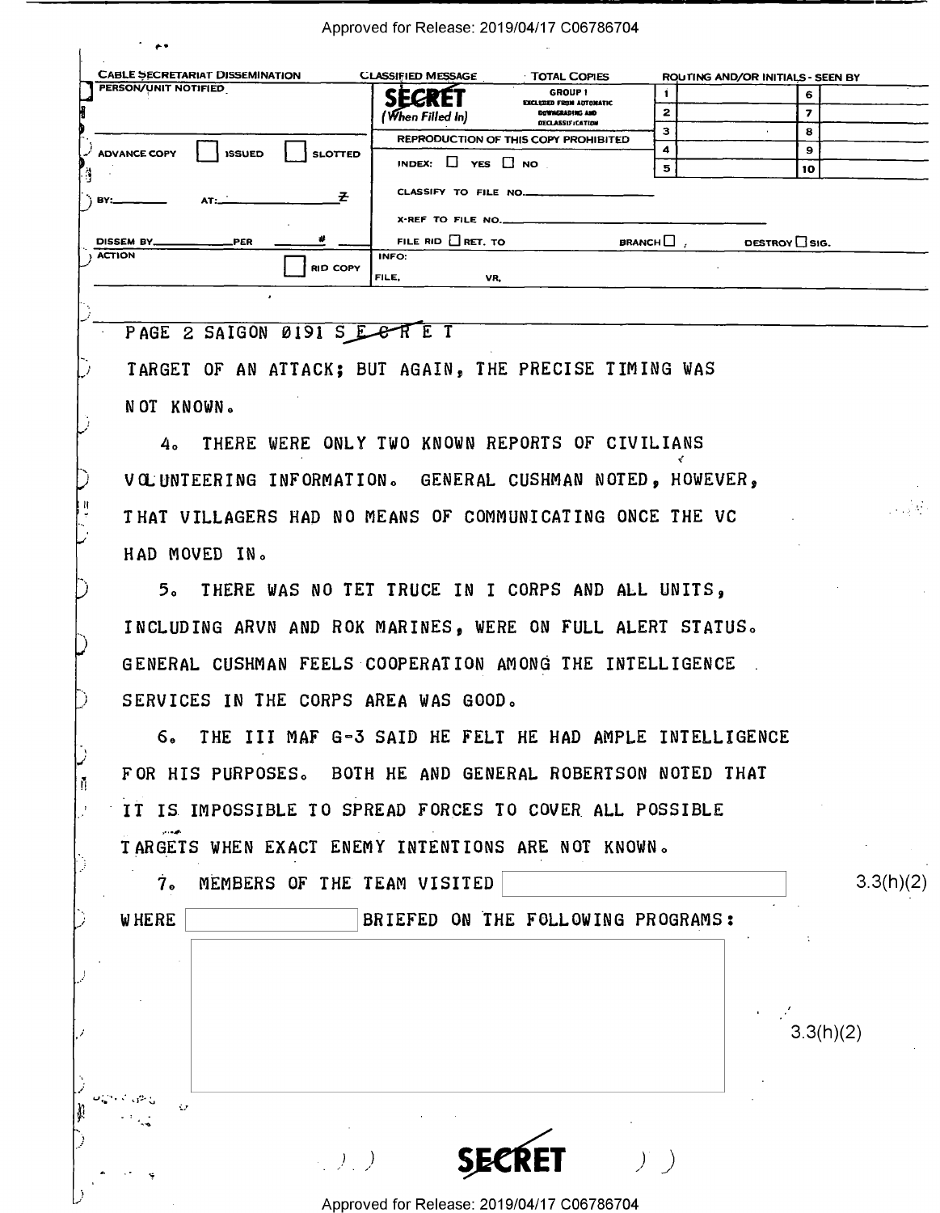CABLE SECRETARIAT DISSEMINATION

PERSON/UNIT NOTIFIED

ADVANCE COPY ☐ ISSUED ☐ SLOTTED

BY: AT: Z

DISSEM BY PER #

ACTION ☐ RID COPY

CLASSIFIED MESSAGE — TOTAL COPIES

**SECRET** (When Filled In)

GROUP 1 EXCLUDED FROM AUTOMATIC DOWNGRADING AND DECLASSIFICATION

REPRODUCTION OF THIS COPY PROHIBITED

INDEX: ☐ YES ☐ NO

CLASSIFY TO FILE NO.

X-REF TO FILE NO.

FILE RID ☐ RET. TO BRANCH ☐ DESTROY ☐ SIG.

INFO:

FILE, VR,

ROUTING AND/OR INITIALS - SEEN BY

| | | | |
|---|---|---|---|
| 1 | | 6 | |
| 2 | | 7 | |
| 3 | | 8 | |
| 4 | | 9 | |
| 5 | | 10 | |

PAGE 2 SAIGON 0191 S E C R E T

TARGET OF AN ATTACK; BUT AGAIN, THE PRECISE TIMING WAS NOT KNOWN.

4. THERE WERE ONLY TWO KNOWN REPORTS OF CIVILIANS VOLUNTEERING INFORMATION. GENERAL CUSHMAN NOTED, HOWEVER, THAT VILLAGERS HAD NO MEANS OF COMMUNICATING ONCE THE VC HAD MOVED IN.

5. THERE WAS NO TET TRUCE IN I CORPS AND ALL UNITS, INCLUDING ARVN AND ROK MARINES, WERE ON FULL ALERT STATUS. GENERAL CUSHMAN FEELS COOPERATION AMONG THE INTELLIGENCE SERVICES IN THE CORPS AREA WAS GOOD.

6. THE III MAF G-3 SAID HE FELT HE HAD AMPLE INTELLIGENCE FOR HIS PURPOSES. BOTH HE AND GENERAL ROBERTSON NOTED THAT IT IS IMPOSSIBLE TO SPREAD FORCES TO COVER ALL POSSIBLE TARGETS WHEN EXACT ENEMY INTENTIONS ARE NOT KNOWN.

7. MEMBERS OF THE TEAM VISITED [redacted] WHERE [redacted] BRIEFED ON THE FOLLOWING PROGRAMS: 3.3(h)(2)

[redacted] 3.3(h)(2)

**SECRET**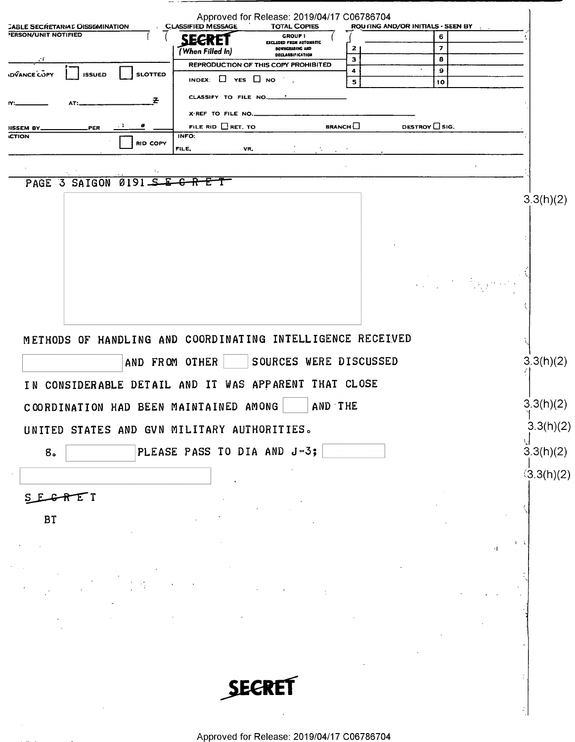CABLE SECRETARIAT DISSEMINATION | CLASSIFIED MESSAGE | TOTAL COPIES | ROUTING AND/OR INITIALS - SEEN BY

PERSON/UNIT NOTIFIED

SECRET (When Filled In)

GROUP 1 EXCLUDED FROM AUTOMATIC DOWNGRADING AND DECLASSIFICATION

REPRODUCTION OF THIS COPY PROHIBITED

ADVANCE COPY ☐ ISSUED ☐ SLOTTED

INDEX: ☐ YES ☐ NO

CLASSIFY TO FILE NO.

X-REF TO FILE NO.

BY: AT: Z

DISSEM BY PER #

FILE RID ☐ RET. TO BRANCH ☐ DESTROY ☐ SIG.

ACTION ☐ RID COPY

INFO: FILE, VR,

PAGE 3 SAIGON 0191 SECRET

[REDACTED] 3.3(h)(2)

METHODS OF HANDLING AND COORDINATING INTELLIGENCE RECEIVED [REDACTED] AND FROM OTHER [REDACTED] SOURCES WERE DISCUSSED IN CONSIDERABLE DETAIL AND IT WAS APPARENT THAT CLOSE COORDINATION HAD BEEN MAINTAINED AMONG [REDACTED] AND THE UNITED STATES AND GVN MILITARY AUTHORITIES. 3.3(h)(2)

8. [REDACTED] PLEASE PASS TO DIA AND J-3; [REDACTED] 3.3(h)(2)

[REDACTED] 3.3(h)(2)

SECRET

BT

SECRET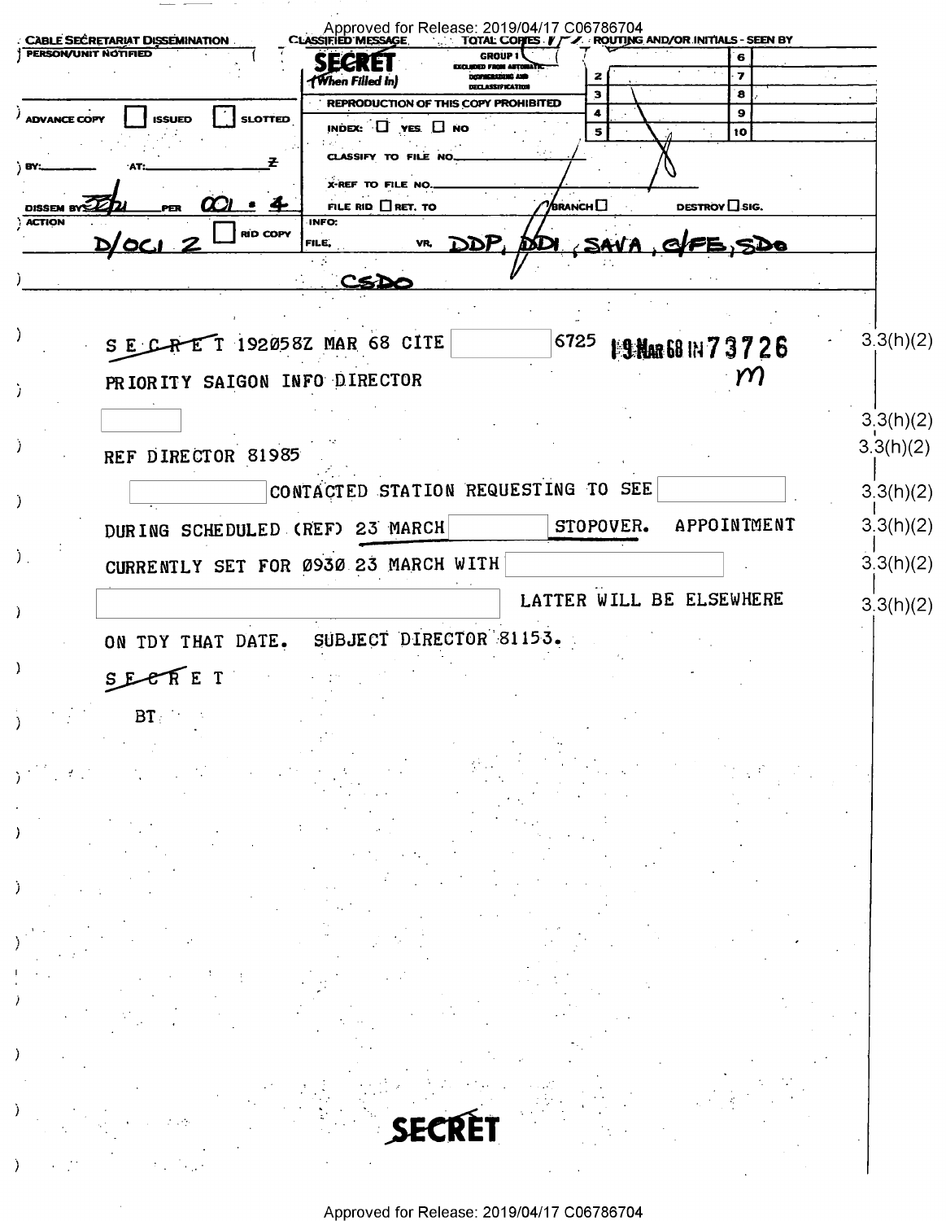CABLE SECRETARIAT DISSEMINATION

PERSON/UNIT NOTIFIED

ADVANCE COPY ☐ ISSUED ☐ SLOTTED

BY: AT: Z

DISSEM BY 32/21 PER 001 • 4

ACTION

D/OCI 2 ☐ RID COPY

CLASSIFIED MESSAGE TOTAL COPIES

SECRET (When Filled In)

GROUP 1 EXCLUDED FROM AUTOMATIC DOWNGRADING AND DECLASSIFICATION

REPRODUCTION OF THIS COPY PROHIBITED

INDEX: ☐ YES ☐ NO

CLASSIFY TO FILE NO.

X-REF TO FILE NO.

FILE RID ☐ RET. TO ☐ BRANCH ☐ DESTROY ☐ SIG.

INFO:

FILE, VR, DDP, DDI, SAVA, C/FE, SDO

CSDO

ROUTING AND/OR INITIALS - SEEN BY

SECRET 192058Z MAR 68 CITE [REDACTED] 6725 19 MAR 68 IN 73726

3.3(h)(2)

PRIORITY SAIGON INFO DIRECTOR

[REDACTED] 3.3(h)(2)

REF DIRECTOR 81985 3.3(h)(2)

[REDACTED] CONTACTED STATION REQUESTING TO SEE [REDACTED] 3.3(h)(2)

DURING SCHEDULED (REF) 23 MARCH [REDACTED] STOPOVER. APPOINTMENT 3.3(h)(2)

CURRENTLY SET FOR 0930 23 MARCH WITH [REDACTED] 3.3(h)(2)

[REDACTED] LATTER WILL BE ELSEWHERE 3.3(h)(2)

ON TDY THAT DATE. SUBJECT DIRECTOR 81153.

SECRET

BT

SECRET